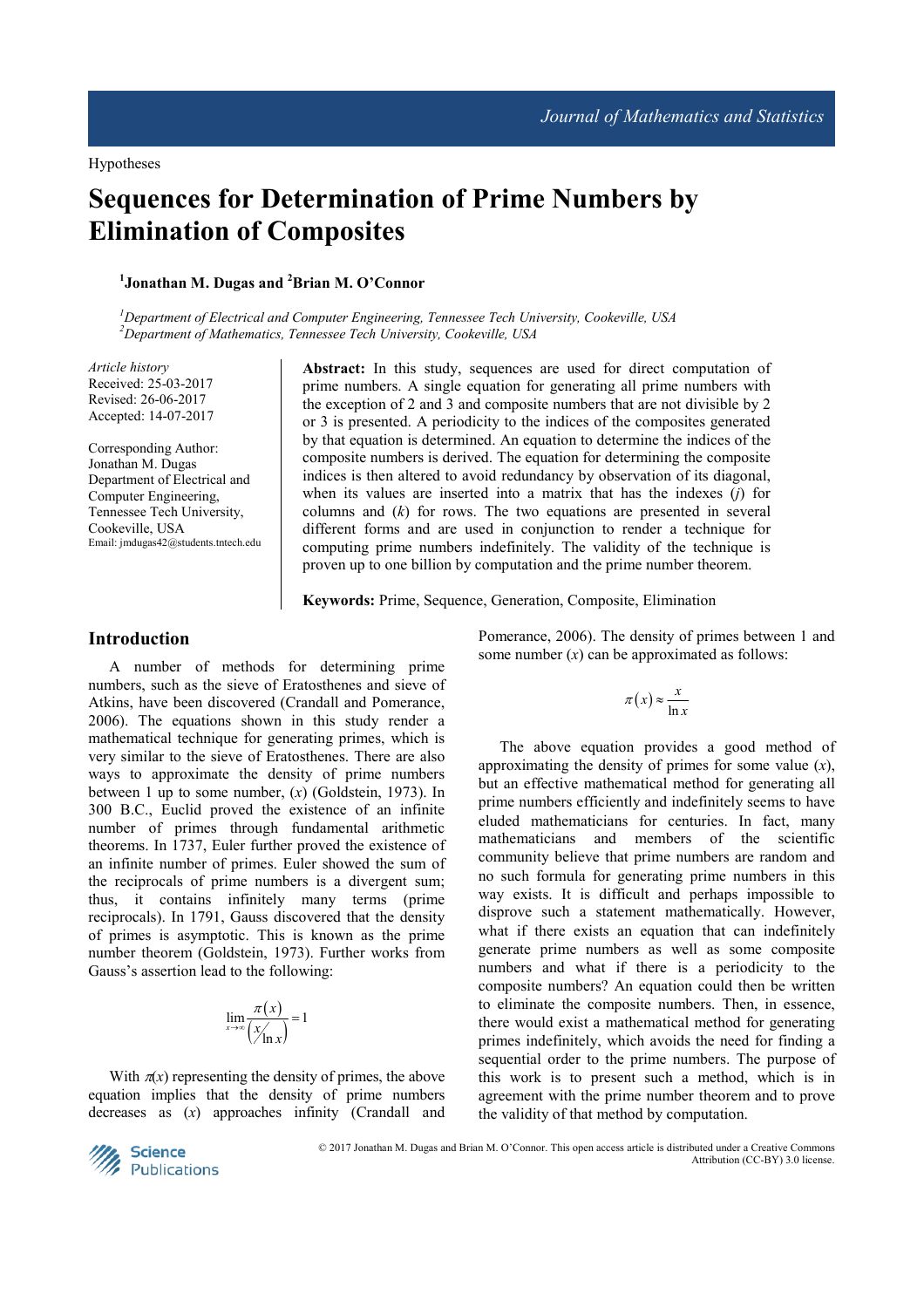Hypotheses

# Sequences for Determination of Prime Numbers by Elimination of Composites

[1]Jonathan M. Dugas and [2]Brian M. O'Connor

*[1]Department of Electrical and Computer Engineering, Tennessee Tech University, Cookeville, USA*
*[2]Department of Mathematics, Tennessee Tech University, Cookeville, USA*

*Article history*
Received: 25-03-2017
Revised: 26-06-2017
Accepted: 14-07-2017

Corresponding Author:
Jonathan M. Dugas
Department of Electrical and Computer Engineering,
Tennessee Tech University,
Cookeville, USA
Email: jmdugas42@students.tntech.edu

**Abstract:** In this study, sequences are used for direct computation of prime numbers. A single equation for generating all prime numbers with the exception of 2 and 3 and composite numbers that are not divisible by 2 or 3 is presented. A periodicity to the indices of the composites generated by that equation is determined. An equation to determine the indices of the composite numbers is derived. The equation for determining the composite indices is then altered to avoid redundancy by observation of its diagonal, when its values are inserted into a matrix that has the indexes ($j$) for columns and ($k$) for rows. The two equations are presented in several different forms and are used in conjunction to render a technique for computing prime numbers indefinitely. The validity of the technique is proven up to one billion by computation and the prime number theorem.

**Keywords:** Prime, Sequence, Generation, Composite, Elimination

## Introduction

A number of methods for determining prime numbers, such as the sieve of Eratosthenes and sieve of Atkins, have been discovered (Crandall and Pomerance, 2006). The equations shown in this study render a mathematical technique for generating primes, which is very similar to the sieve of Eratosthenes. There are also ways to approximate the density of prime numbers between 1 up to some number, ($x$) (Goldstein, 1973). In 300 B.C., Euclid proved the existence of an infinite number of primes through fundamental arithmetic theorems. In 1737, Euler further proved the existence of an infinite number of primes. Euler showed the sum of the reciprocals of prime numbers is a divergent sum; thus, it contains infinitely many terms (prime reciprocals). In 1791, Gauss discovered that the density of primes is asymptotic. This is known as the prime number theorem (Goldstein, 1973). Further works from Gauss's assertion lead to the following:

$$\lim_{x \to \infty} \frac{\pi(x)}{\left( x / \ln x \right)} = 1$$

With $\pi(x)$ representing the density of primes, the above equation implies that the density of prime numbers decreases as ($x$) approaches infinity (Crandall and Pomerance, 2006). The density of primes between 1 and some number ($x$) can be approximated as follows:

$$\pi(x) \approx \frac{x}{\ln x}$$

The above equation provides a good method of approximating the density of primes for some value ($x$), but an effective mathematical method for generating all prime numbers efficiently and indefinitely seems to have eluded mathematicians for centuries. In fact, many mathematicians and members of the scientific community believe that prime numbers are random and no such formula for generating prime numbers in this way exists. It is difficult and perhaps impossible to disprove such a statement mathematically. However, what if there exists an equation that can indefinitely generate prime numbers as well as some composite numbers and what if there is a periodicity to the composite numbers? An equation could then be written to eliminate the composite numbers. Then, in essence, there would exist a mathematical method for generating primes indefinitely, which avoids the need for finding a sequential order to the prime numbers. The purpose of this work is to present such a method, which is in agreement with the prime number theorem and to prove the validity of that method by computation.

© 2017 Jonathan M. Dugas and Brian M. O'Connor. This open access article is distributed under a Creative Commons Attribution (CC-BY) 3.0 license.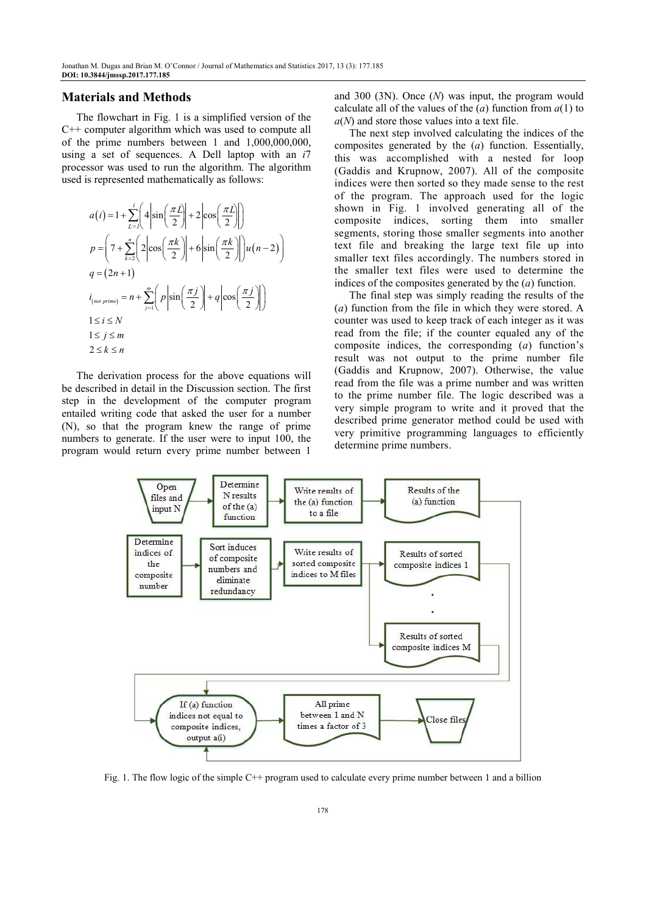## Materials and Methods

The flowchart in Fig. 1 is a simplified version of the C++ computer algorithm which was used to compute all of the prime numbers between 1 and 1,000,000,000, using a set of sequences. A Dell laptop with an *i*7 processor was used to run the algorithm. The algorithm used is represented mathematically as follows:

$$a(i) = 1 + \sum_{L=1}^{i}\left(4\left|\sin\left(\frac{\pi L}{2}\right)\right| + 2\left|\cos\left(\frac{\pi L}{2}\right)\right|\right)$$

$$p = \left(7 + \sum_{k=2}^{n}\left(2\left|\cos\left(\frac{\pi k}{2}\right)\right| + 6\left|\sin\left(\frac{\pi k}{2}\right)\right|\right)u(n-2)\right)$$

$$q = (2n+1)$$

$$i_{(not\ prime)} = n + \sum_{j=1}^{m}\left(p\left|\sin\left(\frac{\pi j}{2}\right)\right| + q\left|\cos\left(\frac{\pi j}{2}\right)\right|\right)$$

$$1 \le i \le N$$

$$1 \le j \le m$$

$$2 \le k \le n$$

The derivation process for the above equations will be described in detail in the Discussion section. The first step in the development of the computer program entailed writing code that asked the user for a number (N), so that the program knew the range of prime numbers to generate. If the user were to input 100, the program would return every prime number between 1 and 300 (3N). Once (*N*) was input, the program would calculate all of the values of the (*a*) function from *a*(1) to *a*(*N*) and store those values into a text file.

The next step involved calculating the indices of the composites generated by the (*a*) function. Essentially, this was accomplished with a nested for loop (Gaddis and Krupnow, 2007). All of the composite indices were then sorted so they made sense to the rest of the program. The approach used for the logic shown in Fig. 1 involved generating all of the composite indices, sorting them into smaller segments, storing those smaller segments into another text file and breaking the large text file up into smaller text files accordingly. The numbers stored in the smaller text files were used to determine the indices of the composites generated by the (*a*) function.

The final step was simply reading the results of the (*a*) function from the file in which they were stored. A counter was used to keep track of each integer as it was read from the file; if the counter equaled any of the composite indices, the corresponding (*a*) function's result was not output to the prime number file (Gaddis and Krupnow, 2007). Otherwise, the value read from the file was a prime number and was written to the prime number file. The logic described was a very simple program to write and it proved that the described prime generator method could be used with very primitive programming languages to efficiently determine prime numbers.

Fig. 1. The flow logic of the simple C++ program used to calculate every prime number between 1 and a billion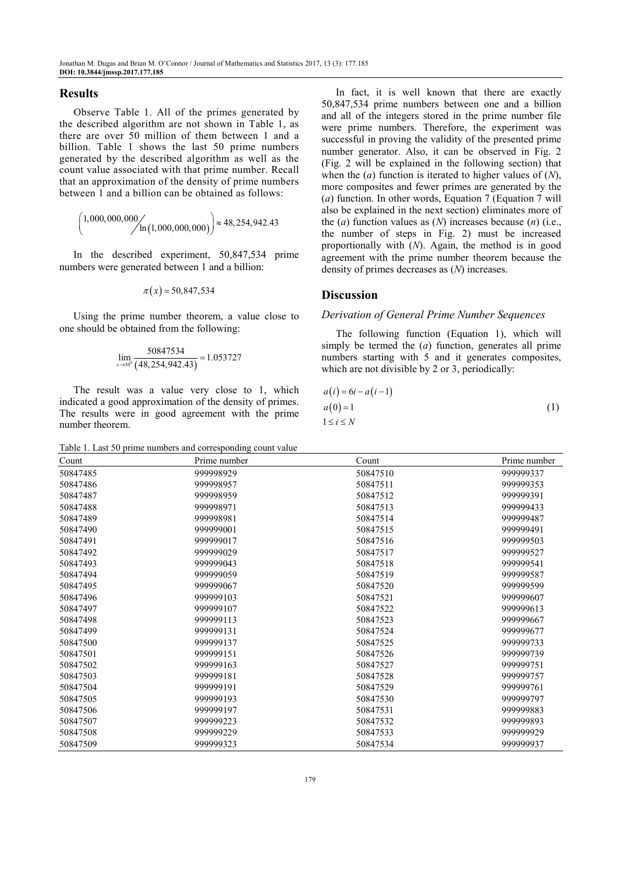## Results

Observe Table 1. All of the primes generated by the described algorithm are not shown in Table 1, as there are over 50 million of them between 1 and a billion. Table 1 shows the last 50 prime numbers generated by the described algorithm as well as the count value associated with that prime number. Recall that an approximation of the density of prime numbers between 1 and a billion can be obtained as follows:

$$\left(\frac{1{,}000{,}000{,}000}{\ln(1{,}000{,}000{,}000)}\right) \approx 48{,}254{,}942.43$$

In the described experiment, 50,847,534 prime numbers were generated between 1 and a billion:

$$\pi(x) = 50{,}847{,}534$$

Using the prime number theorem, a value close to one should be obtained from the following:

$$\lim_{x \to 10^9} \frac{50847534}{(48{,}254{,}942.43)} = 1.053727$$

The result was a value very close to 1, which indicated a good approximation of the density of primes. The results were in good agreement with the prime number theorem.

Table 1. Last 50 prime numbers and corresponding count value

| Count | Prime number | Count | Prime number |
|---|---|---|---|
| 50847485 | 999998929 | 50847510 | 999999337 |
| 50847486 | 999998957 | 50847511 | 999999353 |
| 50847487 | 999998959 | 50847512 | 999999391 |
| 50847488 | 999998971 | 50847513 | 999999433 |
| 50847489 | 999998981 | 50847514 | 999999487 |
| 50847490 | 999999001 | 50847515 | 999999491 |
| 50847491 | 999999017 | 50847516 | 999999503 |
| 50847492 | 999999029 | 50847517 | 999999527 |
| 50847493 | 999999043 | 50847518 | 999999541 |
| 50847494 | 999999059 | 50847519 | 999999587 |
| 50847495 | 999999067 | 50847520 | 999999599 |
| 50847496 | 999999103 | 50847521 | 999999607 |
| 50847497 | 999999107 | 50847522 | 999999613 |
| 50847498 | 999999113 | 50847523 | 999999667 |
| 50847499 | 999999131 | 50847524 | 999999677 |
| 50847500 | 999999137 | 50847525 | 999999733 |
| 50847501 | 999999151 | 50847526 | 999999739 |
| 50847502 | 999999163 | 50847527 | 999999751 |
| 50847503 | 999999181 | 50847528 | 999999757 |
| 50847504 | 999999191 | 50847529 | 999999761 |
| 50847505 | 999999193 | 50847530 | 999999797 |
| 50847506 | 999999197 | 50847531 | 999999883 |
| 50847507 | 999999223 | 50847532 | 999999893 |
| 50847508 | 999999229 | 50847533 | 999999929 |
| 50847509 | 999999323 | 50847534 | 999999937 |

In fact, it is well known that there are exactly 50,847,534 prime numbers between one and a billion and all of the integers stored in the prime number file were prime numbers. Therefore, the experiment was successful in proving the validity of the presented prime number generator. Also, it can be observed in Fig. 2 (Fig. 2 will be explained in the following section) that when the ($a$) function is iterated to higher values of ($N$), more composites and fewer primes are generated by the ($a$) function. In other words, Equation 7 (Equation 7 will also be explained in the next section) eliminates more of the ($a$) function values as ($N$) increases because ($n$) (i.e., the number of steps in Fig. 2) must be increased proportionally with ($N$). Again, the method is in good agreement with the prime number theorem because the density of primes decreases as ($N$) increases.

## Discussion

### Derivation of General Prime Number Sequences

The following function (Equation 1), which will simply be termed the ($a$) function, generates all prime numbers starting with 5 and it generates composites, which are not divisible by 2 or 3, periodically:

$$\begin{aligned} & a(i) = 6i - a(i-1) \\ & a(0) = 1 \\ & 1 \le i \le N \end{aligned} \tag{1}$$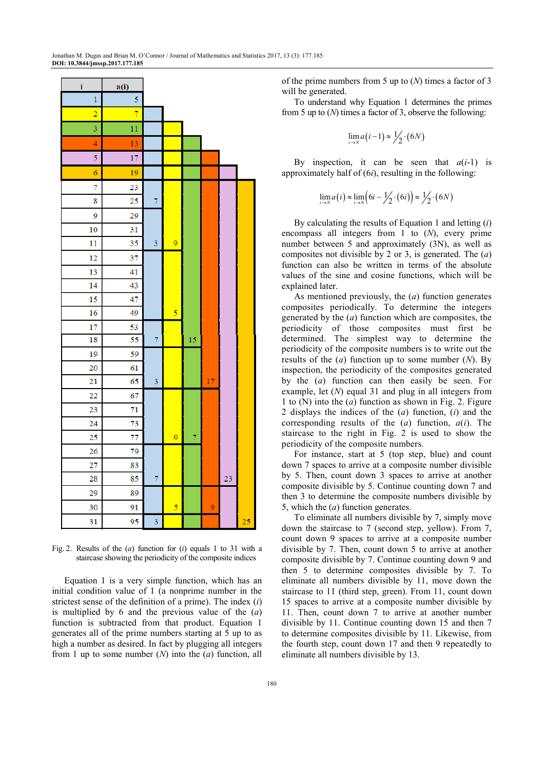| i | a(i) | | | | | | |
|---|---|---|---|---|---|---|---|
| 1 | 5 | | | | | | |
| 2 | 7 | | | | | | |
| 3 | 11 | | | | | | |
| 4 | 13 | | | | | | |
| 5 | 17 | | | | | | |
| 6 | 19 | | | | | | |
| 7 | 23 | | | | | | |
| 8 | 25 | 7 | | | | | |
| 9 | 29 | | | | | | |
| 10 | 31 | | | | | | |
| 11 | 35 | 3 | 9 | | | | |
| 12 | 37 | | | | | | |
| 13 | 41 | | | | | | |
| 14 | 43 | | | | | | |
| 15 | 47 | | | | | | |
| 16 | 49 | | 5 | | | | |
| 17 | 53 | | | | | | |
| 18 | 55 | 7 | | 15 | | | |
| 19 | 59 | | | | | | |
| 20 | 61 | | | | | | |
| 21 | 65 | 3 | | | 17 | | |
| 22 | 67 | | | | | | |
| 23 | 71 | | | | | | |
| 24 | 73 | | | | | | |
| 25 | 77 | | 9 | 7 | | | |
| 26 | 79 | | | | | | |
| 27 | 83 | | | | | | |
| 28 | 85 | 7 | | | | 23 | |
| 29 | 89 | | | | | | |
| 30 | 91 | | 5 | | 9 | | |
| 31 | 95 | 3 | | | | | 25 |

Fig. 2. Results of the (*a*) function for (*i*) equals 1 to 31 with a staircase showing the periodicity of the composite indices

Equation 1 is a very simple function, which has an initial condition value of 1 (a nonprime number in the strictest sense of the definition of a prime). The index (*i*) is multiplied by 6 and the previous value of the (*a*) function is subtracted from that product. Equation 1 generates all of the prime numbers starting at 5 up to as high a number as desired. In fact by plugging all integers from 1 up to some number (*N*) into the (*a*) function, all of the prime numbers from 5 up to (*N*) times a factor of 3 will be generated.

To understand why Equation 1 determines the primes from 5 up to (*N*) times a factor of 3, observe the following:

$$\lim_{i \to N} a(i-1) \approx \tfrac{1}{2} \cdot (6N)$$

By inspection, it can be seen that $a(i\text{-}1)$ is approximately half of $(6i)$, resulting in the following:

$$\lim_{i \to N} a(i) \approx \lim_{i \to N}\left(6i - \tfrac{1}{2} \cdot (6i)\right) \approx \tfrac{1}{2} \cdot (6N)$$

By calculating the results of Equation 1 and letting (*i*) encompass all integers from 1 to (*N*), every prime number between 5 and approximately (3N), as well as composites not divisible by 2 or 3, is generated. The (*a*) function can also be written in terms of the absolute values of the sine and cosine functions, which will be explained later.

As mentioned previously, the (*a*) function generates composites periodically. To determine the integers generated by the (*a*) function which are composites, the periodicity of those composites must first be determined. The simplest way to determine the periodicity of the composite numbers is to write out the results of the (*a*) function up to some number (*N*). By inspection, the periodicity of the composites generated by the (*a*) function can then easily be seen. For example, let (*N*) equal 31 and plug in all integers from 1 to (N) into the (*a*) function as shown in Fig. 2. Figure 2 displays the indices of the (*a*) function, (*i*) and the corresponding results of the (*a*) function, $a(i)$. The staircase to the right in Fig. 2 is used to show the periodicity of the composite numbers.

For instance, start at 5 (top step, blue) and count down 7 spaces to arrive at a composite number divisible by 5. Then, count down 3 spaces to arrive at another composite divisible by 5. Continue counting down 7 and then 3 to determine the composite numbers divisible by 5, which the (*a*) function generates.

To eliminate all numbers divisible by 7, simply move down the staircase to 7 (second step, yellow). From 7, count down 9 spaces to arrive at a composite number divisible by 7. Then, count down 5 to arrive at another composite divisible by 7. Continue counting down 9 and then 5 to determine composites divisible by 7. To eliminate all numbers divisible by 11, move down the staircase to 11 (third step, green). From 11, count down 15 spaces to arrive at a composite number divisible by 11. Then, count down 7 to arrive at another number divisible by 11. Continue counting down 15 and then 7 to determine composites divisible by 11. Likewise, from the fourth step, count down 17 and then 9 repeatedly to eliminate all numbers divisible by 13.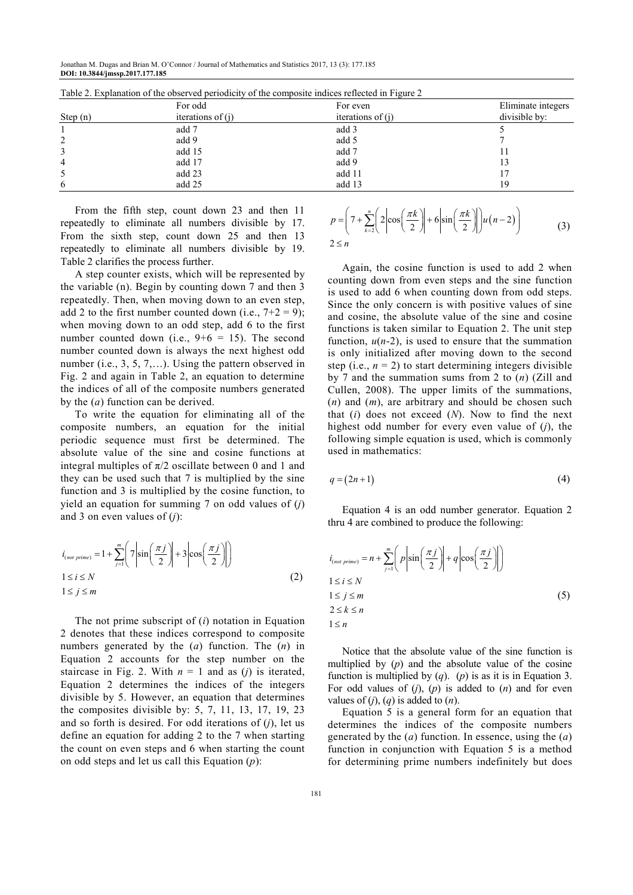Table 2. Explanation of the observed periodicity of the composite indices reflected in Figure 2

| Step (n) | For odd iterations of (j) | For even iterations of (j) | Eliminate integers divisible by: |
|---|---|---|---|
| 1 | add 7 | add 3 | 5 |
| 2 | add 9 | add 5 | 7 |
| 3 | add 15 | add 7 | 11 |
| 4 | add 17 | add 9 | 13 |
| 5 | add 23 | add 11 | 17 |
| 6 | add 25 | add 13 | 19 |

From the fifth step, count down 23 and then 11 repeatedly to eliminate all numbers divisible by 17. From the sixth step, count down 25 and then 13 repeatedly to eliminate all numbers divisible by 19. Table 2 clarifies the process further.

A step counter exists, which will be represented by the variable ($n$). Begin by counting down 7 and then 3 repeatedly. Then, when moving down to an even step, add 2 to the first number counted down (i.e., $7+2 = 9$); when moving down to an odd step, add 6 to the first number counted down (i.e., $9+6 = 15$). The second number counted down is always the next highest odd number (i.e., 3, 5, 7,…). Using the pattern observed in Fig. 2 and again in Table 2, an equation to determine the indices of all of the composite numbers generated by the ($a$) function can be derived.

To write the equation for eliminating all of the composite numbers, an equation for the initial periodic sequence must first be determined. The absolute value of the sine and cosine functions at integral multiples of $\pi/2$ oscillate between 0 and 1 and they can be used such that 7 is multiplied by the sine function and 3 is multiplied by the cosine function, to yield an equation for summing 7 on odd values of ($j$) and 3 on even values of ($j$):

$$i_{(not\ prime)} = 1 + \sum_{j=1}^{m}\left(7\left|\sin\left(\frac{\pi j}{2}\right)\right| + 3\left|\cos\left(\frac{\pi j}{2}\right)\right|\right)$$
$$1 \le i \le N \qquad (2)$$
$$1 \le j \le m$$

The not prime subscript of ($i$) notation in Equation 2 denotes that these indices correspond to composite numbers generated by the ($a$) function. The ($n$) in Equation 2 accounts for the step number on the staircase in Fig. 2. With $n = 1$ and as ($j$) is iterated, Equation 2 determines the indices of the integers divisible by 5. However, an equation that determines the composites divisible by: 5, 7, 11, 13, 17, 19, 23 and so forth is desired. For odd iterations of ($j$), let us define an equation for adding 2 to the 7 when starting the count on even steps and 6 when starting the count on odd steps and let us call this Equation ($p$):

$$p = \left(7 + \sum_{k=2}^{n}\left(2\left|\cos\left(\frac{\pi k}{2}\right)\right| + 6\left|\sin\left(\frac{\pi k}{2}\right)\right|\right)u(n-2)\right) \qquad (3)$$
$$2 \le n$$

Again, the cosine function is used to add 2 when counting down from even steps and the sine function is used to add 6 when counting down from odd steps. Since the only concern is with positive values of sine and cosine, the absolute value of the sine and cosine functions is taken similar to Equation 2. The unit step function, $u(n-2)$, is used to ensure that the summation is only initialized after moving down to the second step (i.e., $n = 2$) to start determining integers divisible by 7 and the summation sums from 2 to ($n$) (Zill and Cullen, 2008). The upper limits of the summations, ($n$) and ($m$), are arbitrary and should be chosen such that ($i$) does not exceed ($N$). Now to find the next highest odd number for every even value of ($j$), the following simple equation is used, which is commonly used in mathematics:

$$q = (2n+1) \qquad (4)$$

Equation 4 is an odd number generator. Equation 2 thru 4 are combined to produce the following:

$$i_{(not\ prime)} = n + \sum_{j=1}^{m}\left(p\left|\sin\left(\frac{\pi j}{2}\right)\right| + q\left|\cos\left(\frac{\pi j}{2}\right)\right|\right)$$
$$1 \le i \le N$$
$$1 \le j \le m \qquad (5)$$
$$2 \le k \le n$$
$$1 \le n$$

Notice that the absolute value of the sine function is multiplied by ($p$) and the absolute value of the cosine function is multiplied by ($q$). ($p$) is as it is in Equation 3. For odd values of ($j$), ($p$) is added to ($n$) and for even values of ($j$), ($q$) is added to ($n$).

Equation 5 is a general form for an equation that determines the indices of the composite numbers generated by the ($a$) function. In essence, using the ($a$) function in conjunction with Equation 5 is a method for determining prime numbers indefinitely but does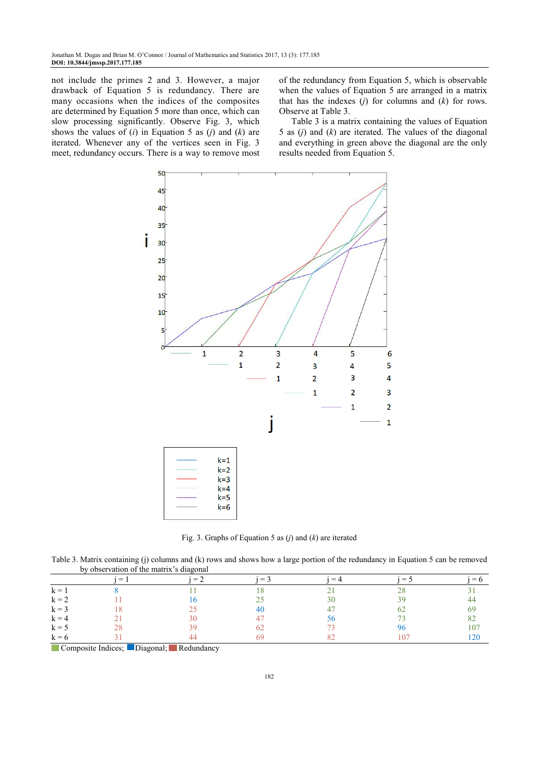not include the primes 2 and 3. However, a major drawback of Equation 5 is redundancy. There are many occasions when the indices of the composites are determined by Equation 5 more than once, which can slow processing significantly. Observe Fig. 3, which shows the values of ($i$) in Equation 5 as ($j$) and ($k$) are iterated. Whenever any of the vertices seen in Fig. 3 meet, redundancy occurs. There is a way to remove most of the redundancy from Equation 5, which is observable when the values of Equation 5 are arranged in a matrix that has the indexes ($j$) for columns and ($k$) for rows. Observe at Table 3.

Table 3 is a matrix containing the values of Equation 5 as ($j$) and ($k$) are iterated. The values of the diagonal and everything in green above the diagonal are the only results needed from Equation 5.

Fig. 3. Graphs of Equation 5 as ($j$) and ($k$) are iterated

Table 3. Matrix containing (j) columns and (k) rows and shows how a large portion of the redundancy in Equation 5 can be removed by observation of the matrix's diagonal

| | j = 1 | j = 2 | j = 3 | j = 4 | j = 5 | j = 6 |
|---|---|---|---|---|---|---|
| k = 1 | 8 | 11 | 18 | 21 | 28 | 31 |
| k = 2 | 11 | 16 | 25 | 30 | 39 | 44 |
| k = 3 | 18 | 25 | 40 | 47 | 62 | 69 |
| k = 4 | 21 | 30 | 47 | 56 | 73 | 82 |
| k = 5 | 28 | 39 | 62 | 73 | 96 | 107 |
| k = 6 | 31 | 44 | 69 | 82 | 107 | 120 |

Composite Indices; Diagonal; Redundancy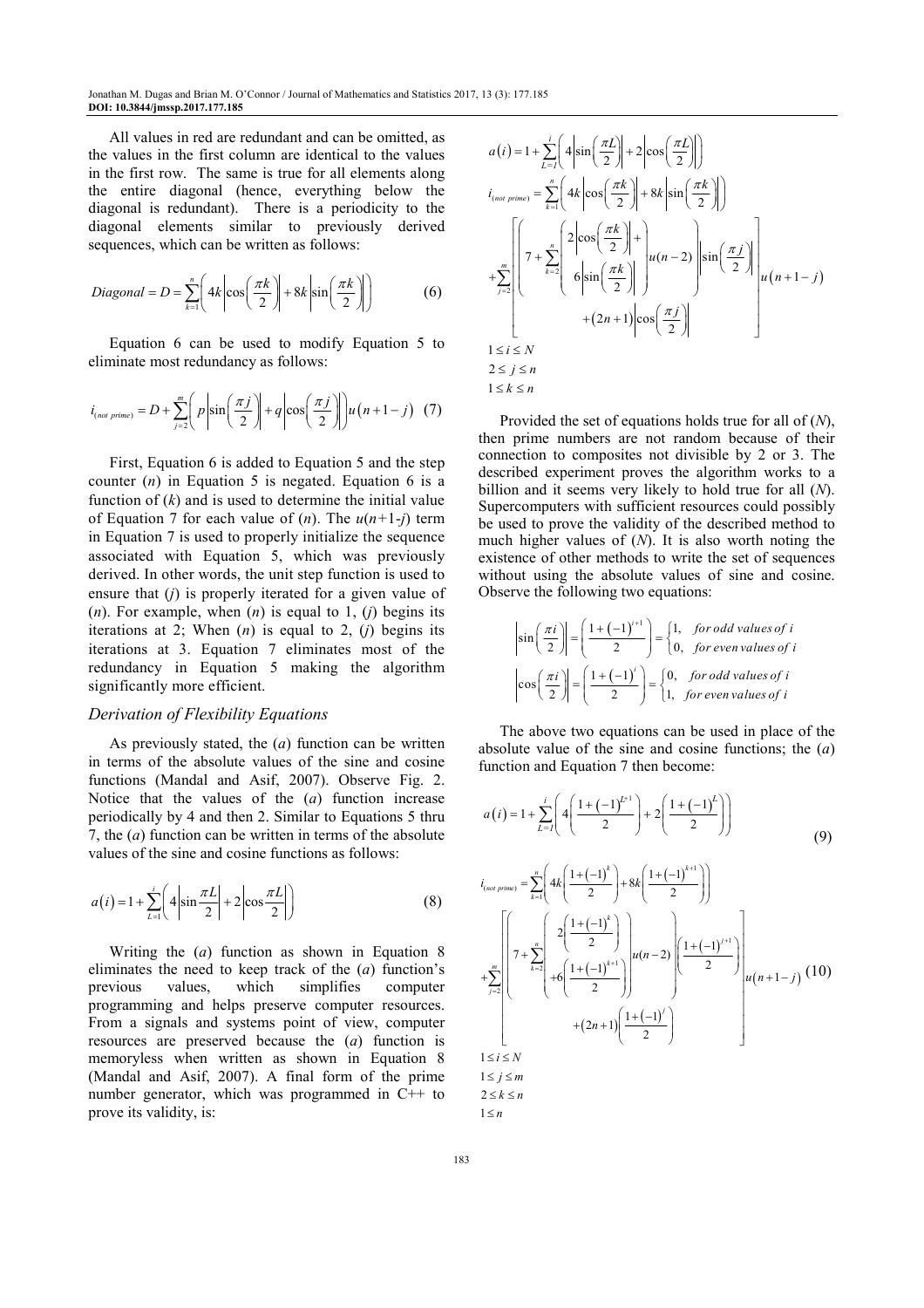All values in red are redundant and can be omitted, as the values in the first column are identical to the values in the first row. The same is true for all elements along the entire diagonal (hence, everything below the diagonal is redundant). There is a periodicity to the diagonal elements similar to previously derived sequences, which can be written as follows:

$$Diagonal = D = \sum_{k=1}^{n}\left(4k\left|\cos\left(\frac{\pi k}{2}\right)\right| + 8k\left|\sin\left(\frac{\pi k}{2}\right)\right|\right) \tag{6}$$

Equation 6 can be used to modify Equation 5 to eliminate most redundancy as follows:

$$i_{(not\ prime)} = D + \sum_{j=2}^{m}\left(p\left|\sin\left(\frac{\pi j}{2}\right)\right| + q\left|\cos\left(\frac{\pi j}{2}\right)\right|\right)u\left(n+1-j\right) \tag{7}$$

First, Equation 6 is added to Equation 5 and the step counter ($n$) in Equation 5 is negated. Equation 6 is a function of ($k$) and is used to determine the initial value of Equation 7 for each value of ($n$). The $u(n+1\text{-}j)$ term in Equation 7 is used to properly initialize the sequence associated with Equation 5, which was previously derived. In other words, the unit step function is used to ensure that ($j$) is properly iterated for a given value of ($n$). For example, when ($n$) is equal to 1, ($j$) begins its iterations at 2; When ($n$) is equal to 2, ($j$) begins its iterations at 3. Equation 7 eliminates most of the redundancy in Equation 5 making the algorithm significantly more efficient.

### *Derivation of Flexibility Equations*

As previously stated, the ($a$) function can be written in terms of the absolute values of the sine and cosine functions (Mandal and Asif, 2007). Observe Fig. 2. Notice that the values of the ($a$) function increase periodically by 4 and then 2. Similar to Equations 5 thru 7, the ($a$) function can be written in terms of the absolute values of the sine and cosine functions as follows:

$$a\left(i\right) = 1 + \sum_{L=1}^{i}\left(4\left|\sin\frac{\pi L}{2}\right| + 2\left|\cos\frac{\pi L}{2}\right|\right) \tag{8}$$

Writing the ($a$) function as shown in Equation 8 eliminates the need to keep track of the ($a$) function's previous values, which simplifies computer programming and helps preserve computer resources. From a signals and systems point of view, computer resources are preserved because the ($a$) function is memoryless when written as shown in Equation 8 (Mandal and Asif, 2007). A final form of the prime number generator, which was programmed in C++ to prove its validity, is:

$$a\left(i\right) = 1 + \sum_{L=1}^{i}\left(4\left|\sin\left(\frac{\pi L}{2}\right)\right| + 2\left|\cos\left(\frac{\pi L}{2}\right)\right|\right)$$

$$i_{(not\ prime)} = \sum_{k=1}^{n}\left(4k\left|\cos\left(\frac{\pi k}{2}\right)\right| + 8k\left|\sin\left(\frac{\pi k}{2}\right)\right|\right)$$

$$+\sum_{j=2}^{m}\left[\left(\left(7 + \sum_{k=2}^{n}\left(\begin{array}{c}2\left|\cos\left(\frac{\pi k}{2}\right)\right| + \\ 6\left|\sin\left(\frac{\pi k}{2}\right)\right|\end{array}\right)u(n-2)\right)\left|\sin\left(\frac{\pi j}{2}\right)\right| + \left(2n+1\right)\left|\cos\left(\frac{\pi j}{2}\right)\right|\right]u\left(n+1-j\right)$$

$$1 \le i \le N$$
$$2 \le j \le n$$
$$1 \le k \le n$$

Provided the set of equations holds true for all of ($N$), then prime numbers are not random because of their connection to composites not divisible by 2 or 3. The described experiment proves the algorithm works to a billion and it seems very likely to hold true for all ($N$). Supercomputers with sufficient resources could possibly be used to prove the validity of the described method to much higher values of ($N$). It is also worth noting the existence of other methods to write the set of sequences without using the absolute values of sine and cosine. Observe the following two equations:

$$\left|\sin\left(\frac{\pi i}{2}\right)\right| = \left(\frac{1+\left(-1\right)^{i+1}}{2}\right) = \begin{cases}1, & for\ odd\ values\ of\ i\\ 0, & for\ even\ values\ of\ i\end{cases}$$

$$\left|\cos\left(\frac{\pi i}{2}\right)\right| = \left(\frac{1+\left(-1\right)^{i}}{2}\right) = \begin{cases}0, & for\ odd\ values\ of\ i\\ 1, & for\ even\ values\ of\ i\end{cases}$$

The above two equations can be used in place of the absolute value of the sine and cosine functions; the ($a$) function and Equation 7 then become:

$$a\left(i\right) = 1 + \sum_{L=1}^{i}\left(4\left(\frac{1+\left(-1\right)^{L+1}}{2}\right) + 2\left(\frac{1+\left(-1\right)^{L}}{2}\right)\right) \tag{9}$$

$$i_{(not\ prime)} = \sum_{k=1}^{n}\left(4k\left(\frac{1+\left(-1\right)^{k}}{2}\right) + 8k\left(\frac{1+\left(-1\right)^{k+1}}{2}\right)\right)$$

$$+\sum_{j=2}^{m}\left[\left(\left(7 + \sum_{k=2}^{n}\left(\begin{array}{c}2\left(\frac{1+\left(-1\right)^{k}}{2}\right)\\ +6\left(\frac{1+\left(-1\right)^{k+1}}{2}\right)\end{array}\right)u(n-2)\right)\left(\frac{1+\left(-1\right)^{j+1}}{2}\right) + \left(2n+1\right)\left(\frac{1+\left(-1\right)^{j}}{2}\right)\right]u\left(n+1-j\right) \tag{10}$$

$$1 \le i \le N$$
$$1 \le j \le m$$
$$2 \le k \le n$$
$$1 \le n$$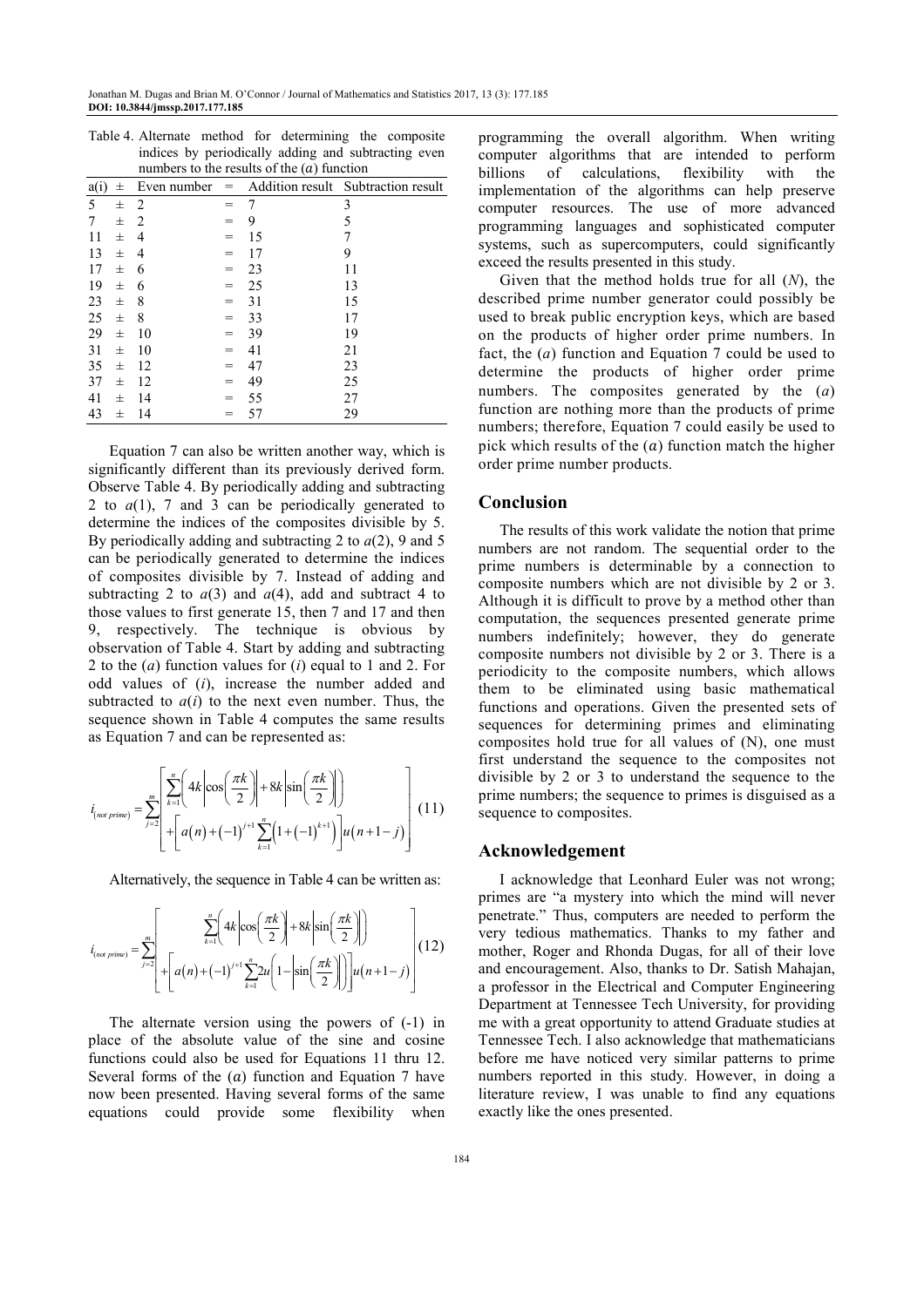Table 4. Alternate method for determining the composite indices by periodically adding and subtracting even numbers to the results of the ($a$) function

| a(i) | ± | Even number | = | Addition result | Subtraction result |
|---|---|---|---|---|---|
| 5 | ± | 2 | = | 7 | 3 |
| 7 | ± | 2 | = | 9 | 5 |
| 11 | ± | 4 | = | 15 | 7 |
| 13 | ± | 4 | = | 17 | 9 |
| 17 | ± | 6 | = | 23 | 11 |
| 19 | ± | 6 | = | 25 | 13 |
| 23 | ± | 8 | = | 31 | 15 |
| 25 | ± | 8 | = | 33 | 17 |
| 29 | ± | 10 | = | 39 | 19 |
| 31 | ± | 10 | = | 41 | 21 |
| 35 | ± | 12 | = | 47 | 23 |
| 37 | ± | 12 | = | 49 | 25 |
| 41 | ± | 14 | = | 55 | 27 |
| 43 | ± | 14 | = | 57 | 29 |

Equation 7 can also be written another way, which is significantly different than its previously derived form. Observe Table 4. By periodically adding and subtracting 2 to $a(1)$, 7 and 3 can be periodically generated to determine the indices of the composites divisible by 5. By periodically adding and subtracting 2 to $a(2)$, 9 and 5 can be periodically generated to determine the indices of composites divisible by 7. Instead of adding and subtracting 2 to $a(3)$ and $a(4)$, add and subtract 4 to those values to first generate 15, then 7 and 17 and then 9, respectively. The technique is obvious by observation of Table 4. Start by adding and subtracting 2 to the ($a$) function values for ($i$) equal to 1 and 2. For odd values of ($i$), increase the number added and subtracted to $a(i)$ to the next even number. Thus, the sequence shown in Table 4 computes the same results as Equation 7 and can be represented as:

$$i_{(not\ prime)} = \sum_{j=2}^{m} \left[ \sum_{k=1}^{n} \left( 4k \left| \cos\left(\frac{\pi k}{2}\right) \right| + 8k \left| \sin\left(\frac{\pi k}{2}\right) \right| \right) + \left[ a(n) + (-1)^{j+1} \sum_{k=1}^{n} \left( 1 + (-1)^{k+1} \right) \right] u(n+1-j) \right] \quad (11)$$

Alternatively, the sequence in Table 4 can be written as:

$$i_{(not\ prime)} = \sum_{j=2}^{m} \left[ \sum_{k=1}^{n} \left( 4k \left| \cos\left(\frac{\pi k}{2}\right) \right| + 8k \left| \sin\left(\frac{\pi k}{2}\right) \right| \right) + \left[ a(n) + (-1)^{j+1} \sum_{k=1}^{n} 2u\left( 1 - \left| \sin\left(\frac{\pi k}{2}\right) \right| \right) \right] u(n+1-j) \right] \quad (12)$$

The alternate version using the powers of (-1) in place of the absolute value of the sine and cosine functions could also be used for Equations 11 thru 12. Several forms of the ($a$) function and Equation 7 have now been presented. Having several forms of the same equations could provide some flexibility when programming the overall algorithm. When writing computer algorithms that are intended to perform billions of calculations, flexibility with the implementation of the algorithms can help preserve computer resources. The use of more advanced programming languages and sophisticated computer systems, such as supercomputers, could significantly exceed the results presented in this study.

Given that the method holds true for all ($N$), the described prime number generator could possibly be used to break public encryption keys, which are based on the products of higher order prime numbers. In fact, the ($a$) function and Equation 7 could be used to determine the products of higher order prime numbers. The composites generated by the ($a$) function are nothing more than the products of prime numbers; therefore, Equation 7 could easily be used to pick which results of the ($a$) function match the higher order prime number products.

## Conclusion

The results of this work validate the notion that prime numbers are not random. The sequential order to the prime numbers is determinable by a connection to composite numbers which are not divisible by 2 or 3. Although it is difficult to prove by a method other than computation, the sequences presented generate prime numbers indefinitely; however, they do generate composite numbers not divisible by 2 or 3. There is a periodicity to the composite numbers, which allows them to be eliminated using basic mathematical functions and operations. Given the presented sets of sequences for determining primes and eliminating composites hold true for all values of (N), one must first understand the sequence to the composites not divisible by 2 or 3 to understand the sequence to the prime numbers; the sequence to primes is disguised as a sequence to composites.

## Acknowledgement

I acknowledge that Leonhard Euler was not wrong; primes are "a mystery into which the mind will never penetrate." Thus, computers are needed to perform the very tedious mathematics. Thanks to my father and mother, Roger and Rhonda Dugas, for all of their love and encouragement. Also, thanks to Dr. Satish Mahajan, a professor in the Electrical and Computer Engineering Department at Tennessee Tech University, for providing me with a great opportunity to attend Graduate studies at Tennessee Tech. I also acknowledge that mathematicians before me have noticed very similar patterns to prime numbers reported in this study. However, in doing a literature review, I was unable to find any equations exactly like the ones presented.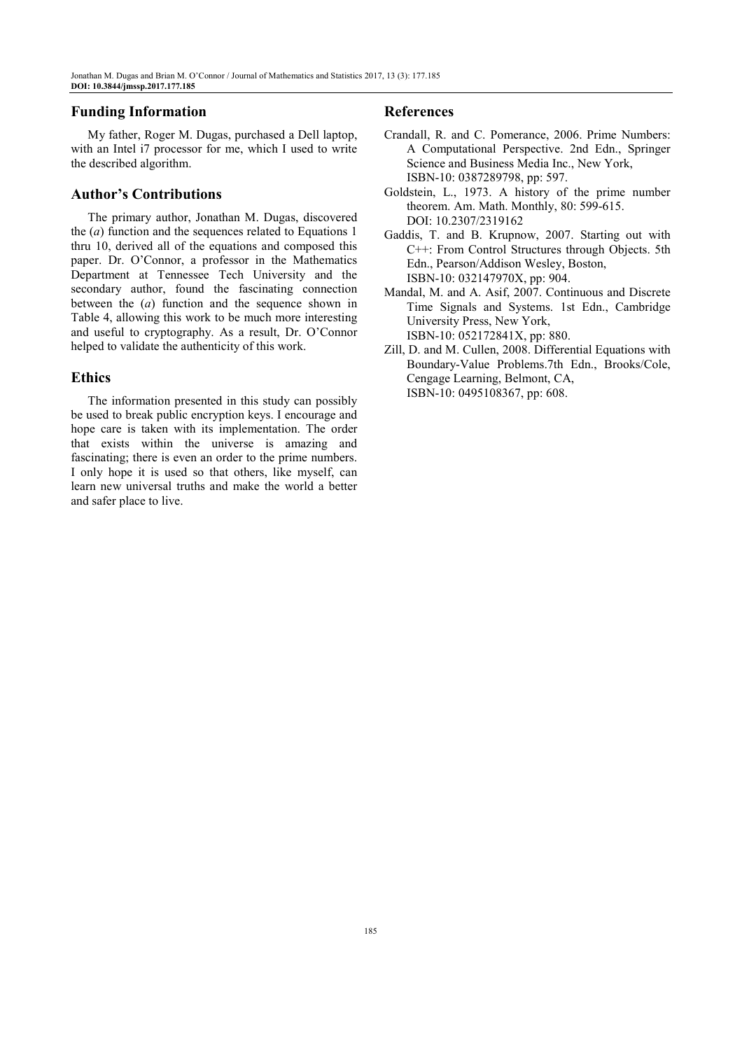## Funding Information

My father, Roger M. Dugas, purchased a Dell laptop, with an Intel i7 processor for me, which I used to write the described algorithm.

## Author's Contributions

The primary author, Jonathan M. Dugas, discovered the (*a*) function and the sequences related to Equations 1 thru 10, derived all of the equations and composed this paper. Dr. O'Connor, a professor in the Mathematics Department at Tennessee Tech University and the secondary author, found the fascinating connection between the (*a*) function and the sequence shown in Table 4, allowing this work to be much more interesting and useful to cryptography. As a result, Dr. O'Connor helped to validate the authenticity of this work.

## Ethics

The information presented in this study can possibly be used to break public encryption keys. I encourage and hope care is taken with its implementation. The order that exists within the universe is amazing and fascinating; there is even an order to the prime numbers. I only hope it is used so that others, like myself, can learn new universal truths and make the world a better and safer place to live.

## References

Crandall, R. and C. Pomerance, 2006. Prime Numbers: A Computational Perspective. 2nd Edn., Springer Science and Business Media Inc., New York, ISBN-10: 0387289798, pp: 597.

Goldstein, L., 1973. A history of the prime number theorem. Am. Math. Monthly, 80: 599-615. DOI: 10.2307/2319162

Gaddis, T. and B. Krupnow, 2007. Starting out with C++: From Control Structures through Objects. 5th Edn., Pearson/Addison Wesley, Boston, ISBN-10: 032147970X, pp: 904.

Mandal, M. and A. Asif, 2007. Continuous and Discrete Time Signals and Systems. 1st Edn., Cambridge University Press, New York, ISBN-10: 052172841X, pp: 880.

Zill, D. and M. Cullen, 2008. Differential Equations with Boundary-Value Problems.7th Edn., Brooks/Cole, Cengage Learning, Belmont, CA, ISBN-10: 0495108367, pp: 608.